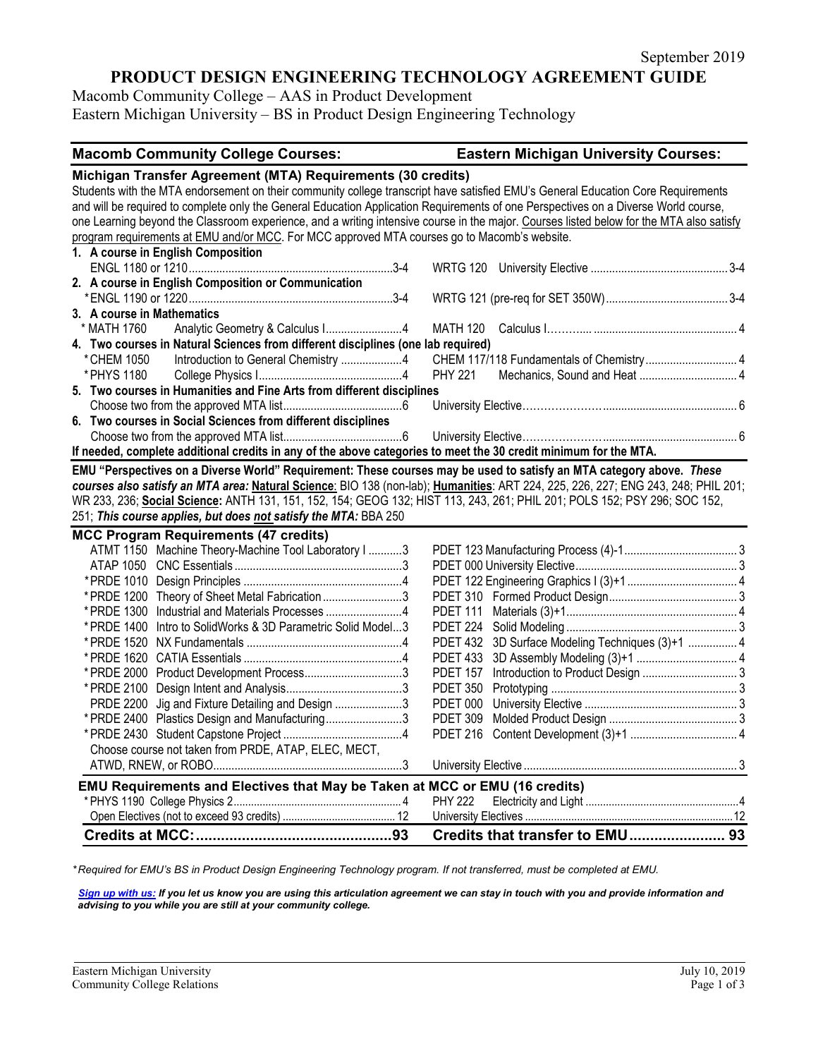September 2019

# PRODUCT DESIGN ENGINEERING TECHNOLOGY AGREEMENT GUIDE

Macomb Community College – AAS in Product Development
Eastern Michigan University – BS in Product Design Engineering Technology

| Macomb Community College Courses: | | | Eastern Michigan University Courses: | | |
|---|---|---|---|---|---|
| **Michigan Transfer Agreement (MTA) Requirements (30 credits)** | | | | | |

Students with the MTA endorsement on their community college transcript have satisfied EMU's General Education Core Requirements and will be required to complete only the General Education Application Requirements of one Perspectives on a Diverse World course, one Learning beyond the Classroom experience, and a writing intensive course in the major. Courses listed below for the MTA also satisfy program requirements at EMU and/or MCC. For MCC approved MTA courses go to Macomb's website.

| MCC Course | MCC Title | Credits | EMU Course | EMU Title | Credits |
|---|---|---|---|---|---|
| **1. A course in English Composition** | | | | | |
| ENGL 1180 or 1210 | | 3-4 | WRTG 120 | University Elective | 3-4 |
| **2. A course in English Composition or Communication** | | | | | |
| *ENGL 1190 or 1220 | | 3-4 | WRTG 121 (pre-req for SET 350W) | | 3-4 |
| **3. A course in Mathematics** | | | | | |
| * MATH 1760 | Analytic Geometry & Calculus I | 4 | MATH 120 | Calculus I | 4 |
| **4. Two courses in Natural Sciences from different disciplines (one lab required)** | | | | | |
| *CHEM 1050 | Introduction to General Chemistry | 4 | CHEM 117/118 | Fundamentals of Chemistry | 4 |
| *PHYS 1180 | College Physics I | 4 | PHY 221 | Mechanics, Sound and Heat | 4 |
| **5. Two courses in Humanities and Fine Arts from different disciplines** | | | | | |
| Choose two from the approved MTA list | | 6 | University Elective | | 6 |
| **6. Two courses in Social Sciences from different disciplines** | | | | | |
| Choose two from the approved MTA list | | 6 | University Elective | | 6 |

**If needed, complete additional credits in any of the above categories to meet the 30 credit minimum for the MTA.**

**EMU "Perspectives on a Diverse World" Requirement: These courses may be used to satisfy an MTA category above.** ***These courses also satisfy an MTA area:*** **Natural Science**: BIO 138 (non-lab); **Humanities**: ART 224, 225, 226, 227; ENG 243, 248; PHIL 201; WR 233, 236; **Social Science:** ANTH 131, 151, 152, 154; GEOG 132; HIST 113, 243, 261; PHIL 201; POLS 152; PSY 296; SOC 152, 251; ***This course applies, but does not satisfy the MTA:*** BBA 250

| MCC Course | MCC Title | Credits | EMU Course | EMU Title | Credits |
|---|---|---|---|---|---|
| **MCC Program Requirements (47 credits)** | | | | | |
| ATMT 1150 | Machine Theory-Machine Tool Laboratory I | 3 | PDET 123 | Manufacturing Process (4)-1 | 3 |
| ATAP 1050 | CNC Essentials | 3 | PDET 000 | University Elective | 3 |
| *PRDE 1010 | Design Principles | 4 | PDET 122 | Engineering Graphics I (3)+1 | 4 |
| *PRDE 1200 | Theory of Sheet Metal Fabrication | 3 | PDET 310 | Formed Product Design | 3 |
| *PRDE 1300 | Industrial and Materials Processes | 4 | PDET 111 | Materials (3)+1 | 4 |
| *PRDE 1400 | Intro to SolidWorks & 3D Parametric Solid Model | 3 | PDET 224 | Solid Modeling | 3 |
| *PRDE 1520 | NX Fundamentals | 4 | PDET 432 | 3D Surface Modeling Techniques (3)+1 | 4 |
| *PRDE 1620 | CATIA Essentials | 4 | PDET 433 | 3D Assembly Modeling (3)+1 | 4 |
| *PRDE 2000 | Product Development Process | 3 | PDET 157 | Introduction to Product Design | 3 |
| *PRDE 2100 | Design Intent and Analysis | 3 | PDET 350 | Prototyping | 3 |
| PRDE 2200 | Jig and Fixture Detailing and Design | 3 | PDET 000 | University Elective | 3 |
| *PRDE 2400 | Plastics Design and Manufacturing | 3 | PDET 309 | Molded Product Design | 3 |
| *PRDE 2430 | Student Capstone Project | 4 | PDET 216 | Content Development (3)+1 | 4 |
| Choose course not taken from PRDE, ATAP, ELEC, MECT, ATWD, RNEW, or ROBO | | 3 | University Elective | | 3 |
| **EMU Requirements and Electives that May be Taken at MCC or EMU (16 credits)** | | | | | |
| *PHYS 1190 | College Physics 2 | 4 | PHY 222 | Electricity and Light | 4 |
| Open Electives (not to exceed 93 credits) | | 12 | University Electives | | 12 |
| **Credits at MCC:** | | **93** | **Credits that transfer to EMU** | | **93** |

**Required for EMU's BS in Product Design Engineering Technology program. If not transferred, must be completed at EMU.* (marked with *)

***Sign up with us:*** ***If you let us know you are using this articulation agreement we can stay in touch with you and provide information and advising to you while you are still at your community college.***

Eastern Michigan University
Community College Relations

July 10, 2019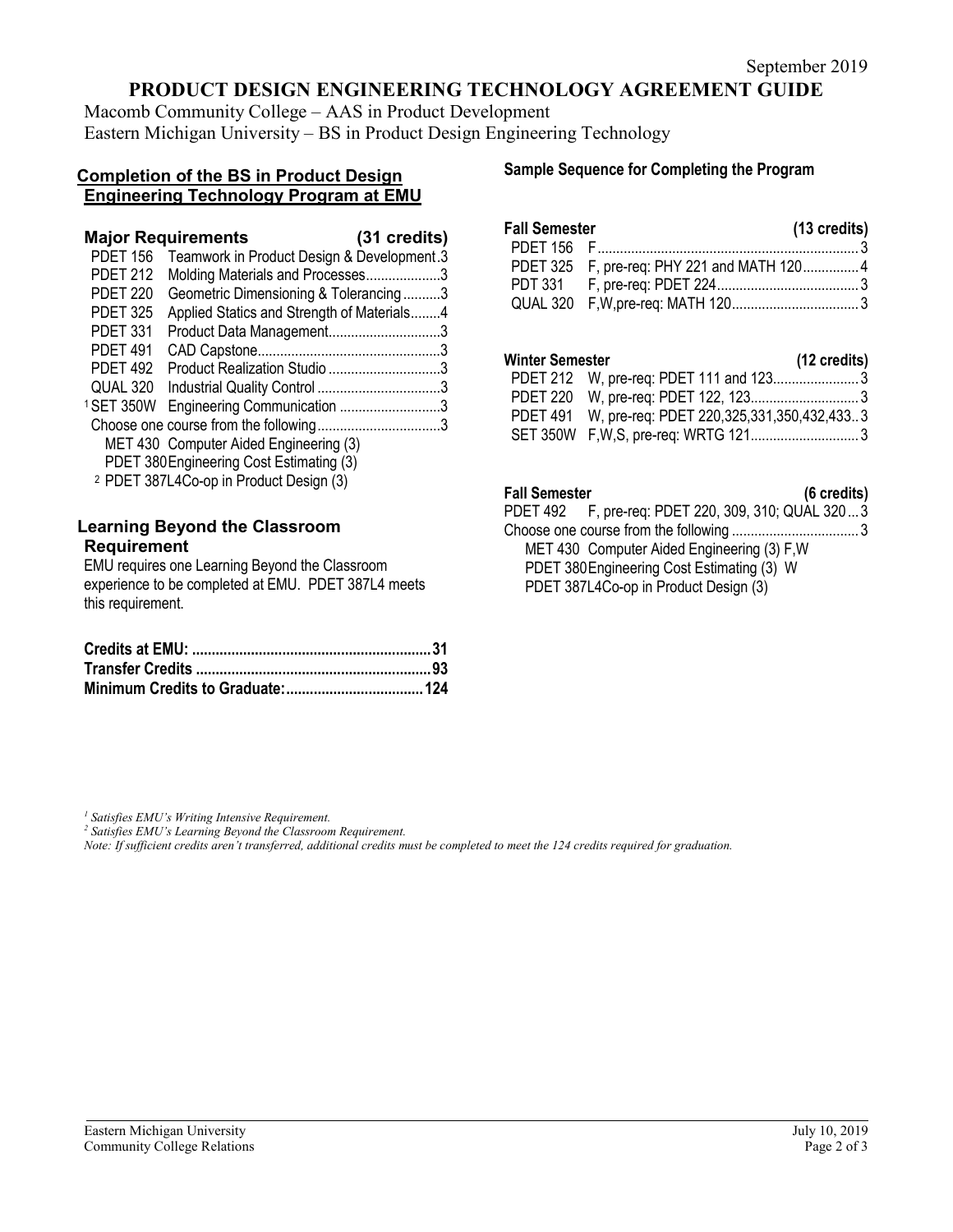September 2019

# PRODUCT DESIGN ENGINEERING TECHNOLOGY AGREEMENT GUIDE

Macomb Community College – AAS in Product Development
Eastern Michigan University – BS in Product Design Engineering Technology

## Completion of the BS in Product Design Engineering Technology Program at EMU

### Major Requirements (31 credits)

| Course | Title | Credits |
|---|---|---|
| PDET 156 | Teamwork in Product Design & Development | 3 |
| PDET 212 | Molding Materials and Processes | 3 |
| PDET 220 | Geometric Dimensioning & Tolerancing | 3 |
| PDET 325 | Applied Statics and Strength of Materials | 4 |
| PDET 331 | Product Data Management | 3 |
| PDET 491 | CAD Capstone | 3 |
| PDET 492 | Product Realization Studio | 3 |
| QUAL 320 | Industrial Quality Control | 3 |
| [1] SET 350W | Engineering Communication | 3 |
| Choose one course from the following | | 3 |

- MET 430 Computer Aided Engineering (3)
- PDET 380 Engineering Cost Estimating (3)
- [2] PDET 387L4 Co-op in Product Design (3)

### Learning Beyond the Classroom Requirement

EMU requires one Learning Beyond the Classroom experience to be completed at EMU. PDET 387L4 meets this requirement.

**Credits at EMU: ...31**
**Transfer Credits ...93**
**Minimum Credits to Graduate: ...124**

## Sample Sequence for Completing the Program

**Fall Semester (13 credits)**

| Course | Notes | Credits |
|---|---|---|
| PDET 156 | F | 3 |
| PDET 325 | F, pre-req: PHY 221 and MATH 120 | 4 |
| PDT 331 | F, pre-req: PDET 224 | 3 |
| QUAL 320 | F,W, pre-req: MATH 120 | 3 |

**Winter Semester (12 credits)**

| Course | Notes | Credits |
|---|---|---|
| PDET 212 | W, pre-req: PDET 111 and 123 | 3 |
| PDET 220 | W, pre-req: PDET 122, 123 | 3 |
| PDET 491 | W, pre-req: PDET 220,325,331,350,432,433 | 3 |
| SET 350W | F,W,S, pre-req: WRTG 121 | 3 |

**Fall Semester (6 credits)**

| Course | Notes | Credits |
|---|---|---|
| PDET 492 | F, pre-req: PDET 220, 309, 310; QUAL 320 | 3 |
| Choose one course from the following | | 3 |

- MET 430 Computer Aided Engineering (3) F,W
- PDET 380 Engineering Cost Estimating (3) W
- PDET 387L4 Co-op in Product Design (3)

*[1] Satisfies EMU's Writing Intensive Requirement.*
*[2] Satisfies EMU's Learning Beyond the Classroom Requirement.*
*Note: If sufficient credits aren't transferred, additional credits must be completed to meet the 124 credits required for graduation.*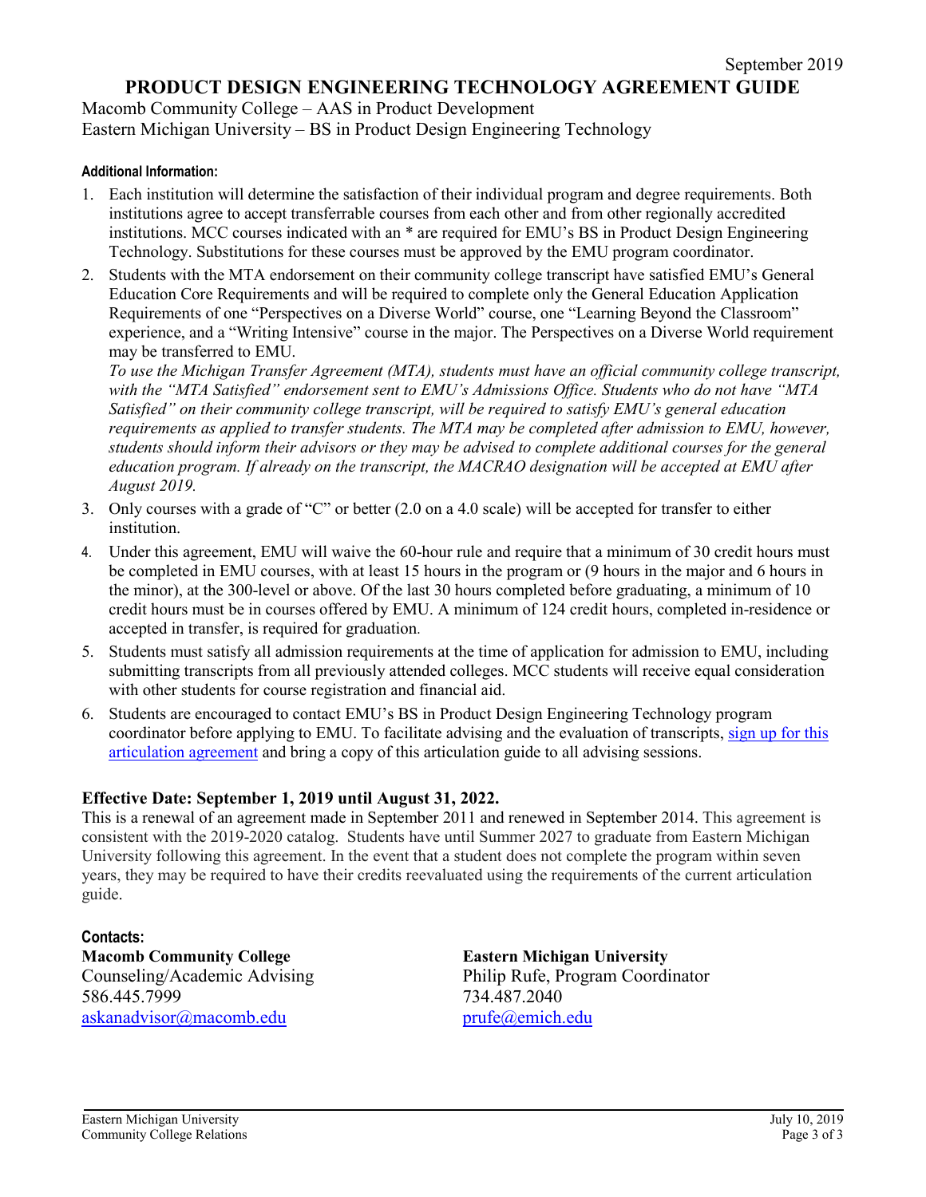September 2019

# PRODUCT DESIGN ENGINEERING TECHNOLOGY AGREEMENT GUIDE

Macomb Community College – AAS in Product Development
Eastern Michigan University – BS in Product Design Engineering Technology

**Additional Information:**

1. Each institution will determine the satisfaction of their individual program and degree requirements. Both institutions agree to accept transferrable courses from each other and from other regionally accredited institutions. MCC courses indicated with an * are required for EMU's BS in Product Design Engineering Technology. Substitutions for these courses must be approved by the EMU program coordinator.
2. Students with the MTA endorsement on their community college transcript have satisfied EMU's General Education Core Requirements and will be required to complete only the General Education Application Requirements of one "Perspectives on a Diverse World" course, one "Learning Beyond the Classroom" experience, and a "Writing Intensive" course in the major. The Perspectives on a Diverse World requirement may be transferred to EMU.
   *To use the Michigan Transfer Agreement (MTA), students must have an official community college transcript, with the "MTA Satisfied" endorsement sent to EMU's Admissions Office. Students who do not have "MTA Satisfied" on their community college transcript, will be required to satisfy EMU's general education requirements as applied to transfer students. The MTA may be completed after admission to EMU, however, students should inform their advisors or they may be advised to complete additional courses for the general education program. If already on the transcript, the MACRAO designation will be accepted at EMU after August 2019.*
3. Only courses with a grade of "C" or better (2.0 on a 4.0 scale) will be accepted for transfer to either institution.
4. Under this agreement, EMU will waive the 60-hour rule and require that a minimum of 30 credit hours must be completed in EMU courses, with at least 15 hours in the program or (9 hours in the major and 6 hours in the minor), at the 300-level or above. Of the last 30 hours completed before graduating, a minimum of 10 credit hours must be in courses offered by EMU. A minimum of 124 credit hours, completed in-residence or accepted in transfer, is required for graduation.
5. Students must satisfy all admission requirements at the time of application for admission to EMU, including submitting transcripts from all previously attended colleges. MCC students will receive equal consideration with other students for course registration and financial aid.
6. Students are encouraged to contact EMU's BS in Product Design Engineering Technology program coordinator before applying to EMU. To facilitate advising and the evaluation of transcripts, sign up for this articulation agreement and bring a copy of this articulation guide to all advising sessions.

**Effective Date: September 1, 2019 until August 31, 2022.**

This is a renewal of an agreement made in September 2011 and renewed in September 2014. This agreement is consistent with the 2019-2020 catalog. Students have until Summer 2027 to graduate from Eastern Michigan University following this agreement. In the event that a student does not complete the program within seven years, they may be required to have their credits reevaluated using the requirements of the current articulation guide.

**Contacts:**

**Macomb Community College**
Counseling/Academic Advising
586.445.7999
askanadvisor@macomb.edu

**Eastern Michigan University**
Philip Rufe, Program Coordinator
734.487.2040
prufe@emich.edu